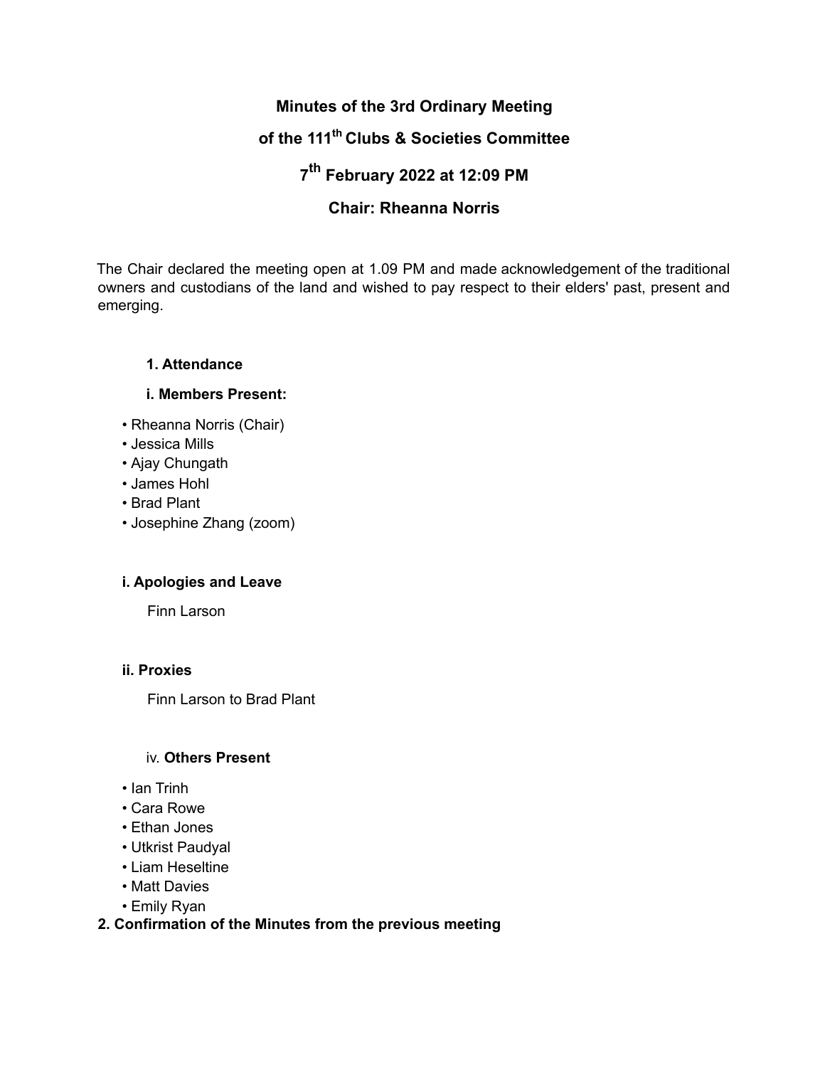# Minutes of the 3rd Ordinary Meeting

# of the 111th Clubs & Societies Committee

# 7th February 2022 at 12:09 PM

# Chair: Rheanna Norris

The Chair declared the meeting open at 1.09 PM and made acknowledgement of the traditional owners and custodians of the land and wished to pay respect to their elders' past, present and emerging.

**1. Attendance**

**i. Members Present:**

- Rheanna Norris (Chair)
- Jessica Mills
- Ajay Chungath
- James Hohl
- Brad Plant
- Josephine Zhang (zoom)

**i. Apologies and Leave**

Finn Larson

**ii. Proxies**

Finn Larson to Brad Plant

iv. **Others Present**

- Ian Trinh
- Cara Rowe
- Ethan Jones
- Utkrist Paudyal
- Liam Heseltine
- Matt Davies
- Emily Ryan

**2. Confirmation of the Minutes from the previous meeting**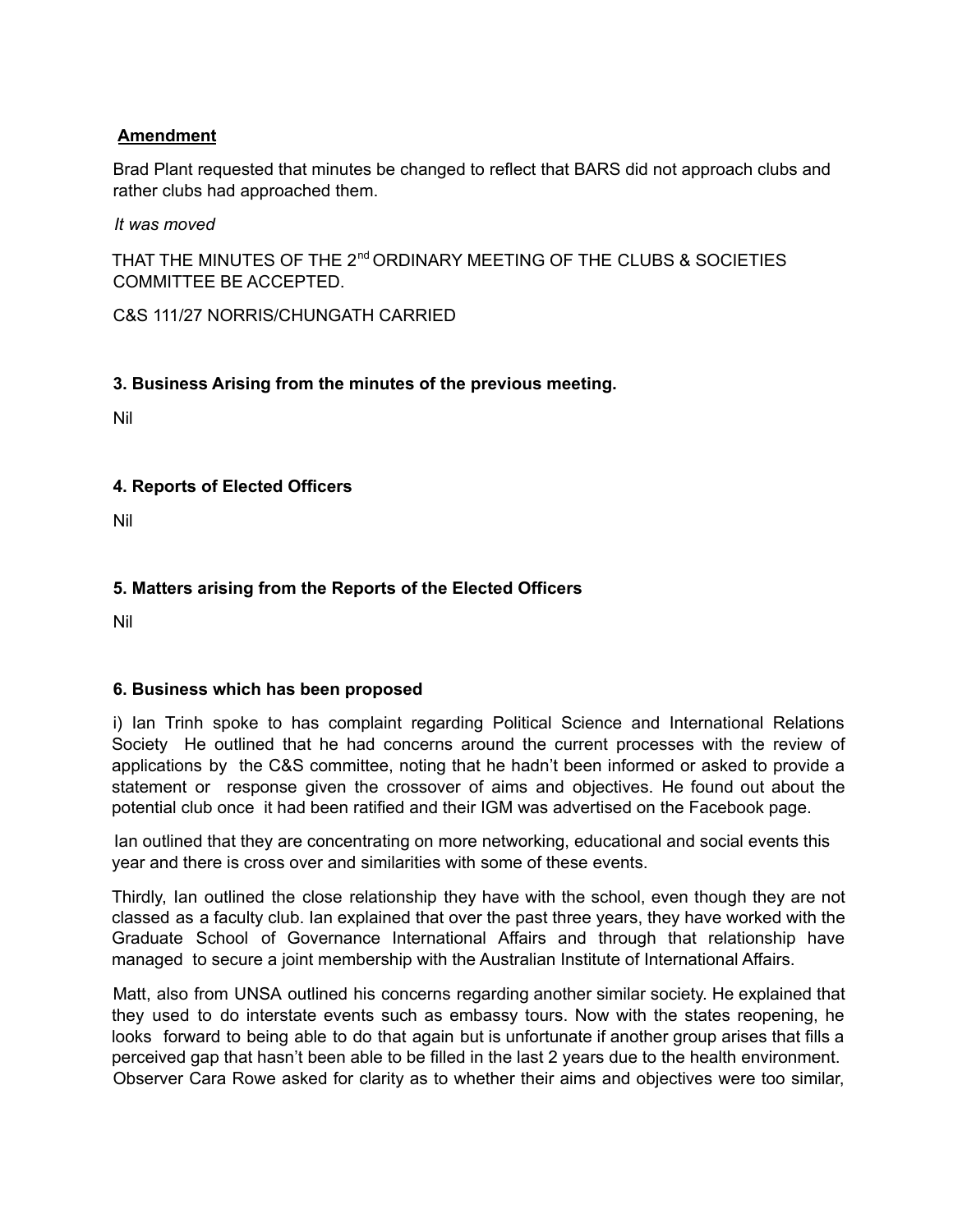**Amendment**

Brad Plant requested that minutes be changed to reflect that BARS did not approach clubs and rather clubs had approached them.

*It was moved*

THAT THE MINUTES OF THE 2nd ORDINARY MEETING OF THE CLUBS & SOCIETIES COMMITTEE BE ACCEPTED.

C&S 111/27 NORRIS/CHUNGATH CARRIED

**3. Business Arising from the minutes of the previous meeting.**

Nil

**4. Reports of Elected Officers**

Nil

**5. Matters arising from the Reports of the Elected Officers**

Nil

**6. Business which has been proposed**

i) Ian Trinh spoke to has complaint regarding Political Science and International Relations Society He outlined that he had concerns around the current processes with the review of applications by the C&S committee, noting that he hadn't been informed or asked to provide a statement or response given the crossover of aims and objectives. He found out about the potential club once it had been ratified and their IGM was advertised on the Facebook page.

Ian outlined that they are concentrating on more networking, educational and social events this year and there is cross over and similarities with some of these events.

Thirdly, Ian outlined the close relationship they have with the school, even though they are not classed as a faculty club. Ian explained that over the past three years, they have worked with the Graduate School of Governance International Affairs and through that relationship have managed to secure a joint membership with the Australian Institute of International Affairs.

Matt, also from UNSA outlined his concerns regarding another similar society. He explained that they used to do interstate events such as embassy tours. Now with the states reopening, he looks forward to being able to do that again but is unfortunate if another group arises that fills a perceived gap that hasn't been able to be filled in the last 2 years due to the health environment. Observer Cara Rowe asked for clarity as to whether their aims and objectives were too similar,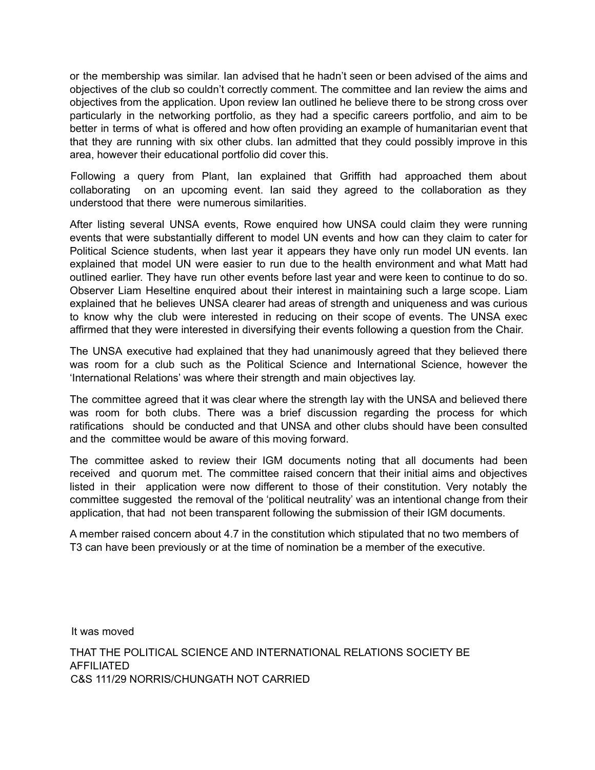or the membership was similar. Ian advised that he hadn't seen or been advised of the aims and objectives of the club so couldn't correctly comment. The committee and Ian review the aims and objectives from the application. Upon review Ian outlined he believe there to be strong cross over particularly in the networking portfolio, as they had a specific careers portfolio, and aim to be better in terms of what is offered and how often providing an example of humanitarian event that that they are running with six other clubs. Ian admitted that they could possibly improve in this area, however their educational portfolio did cover this.

Following a query from Plant, Ian explained that Griffith had approached them about collaborating on an upcoming event. Ian said they agreed to the collaboration as they understood that there were numerous similarities.

After listing several UNSA events, Rowe enquired how UNSA could claim they were running events that were substantially different to model UN events and how can they claim to cater for Political Science students, when last year it appears they have only run model UN events. Ian explained that model UN were easier to run due to the health environment and what Matt had outlined earlier. They have run other events before last year and were keen to continue to do so. Observer Liam Heseltine enquired about their interest in maintaining such a large scope. Liam explained that he believes UNSA clearer had areas of strength and uniqueness and was curious to know why the club were interested in reducing on their scope of events. The UNSA exec affirmed that they were interested in diversifying their events following a question from the Chair.

The UNSA executive had explained that they had unanimously agreed that they believed there was room for a club such as the Political Science and International Science, however the 'International Relations' was where their strength and main objectives lay.

The committee agreed that it was clear where the strength lay with the UNSA and believed there was room for both clubs. There was a brief discussion regarding the process for which ratifications should be conducted and that UNSA and other clubs should have been consulted and the committee would be aware of this moving forward.

The committee asked to review their IGM documents noting that all documents had been received and quorum met. The committee raised concern that their initial aims and objectives listed in their application were now different to those of their constitution. Very notably the committee suggested the removal of the 'political neutrality' was an intentional change from their application, that had not been transparent following the submission of their IGM documents.

A member raised concern about 4.7 in the constitution which stipulated that no two members of T3 can have been previously or at the time of nomination be a member of the executive.

It was moved

THAT THE POLITICAL SCIENCE AND INTERNATIONAL RELATIONS SOCIETY BE AFFILIATED
C&S 111/29 NORRIS/CHUNGATH NOT CARRIED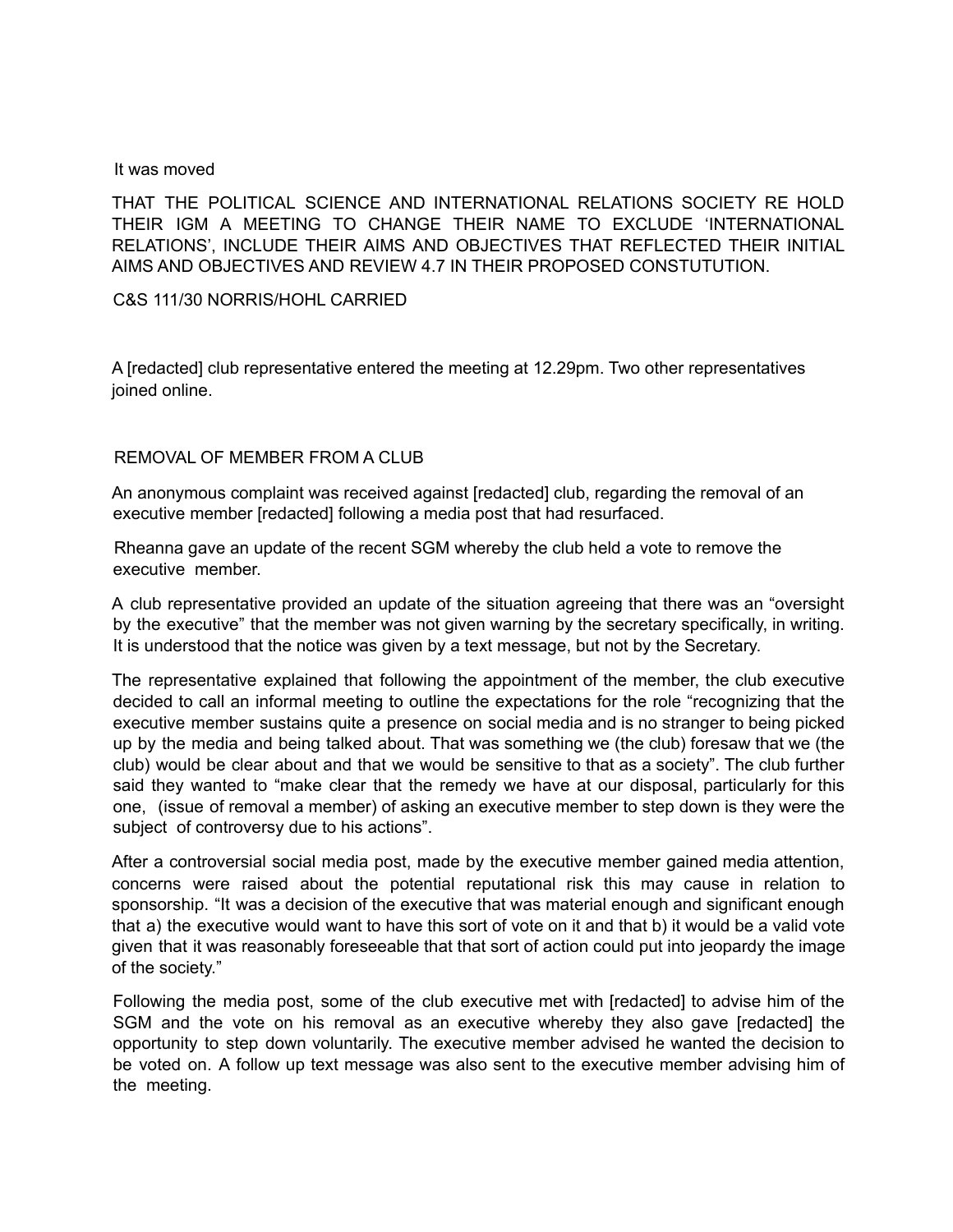It was moved

THAT THE POLITICAL SCIENCE AND INTERNATIONAL RELATIONS SOCIETY RE HOLD THEIR IGM A MEETING TO CHANGE THEIR NAME TO EXCLUDE 'INTERNATIONAL RELATIONS', INCLUDE THEIR AIMS AND OBJECTIVES THAT REFLECTED THEIR INITIAL AIMS AND OBJECTIVES AND REVIEW 4.7 IN THEIR PROPOSED CONSTUTUTION.

C&S 111/30 NORRIS/HOHL CARRIED

A [redacted] club representative entered the meeting at 12.29pm. Two other representatives joined online.

REMOVAL OF MEMBER FROM A CLUB

An anonymous complaint was received against [redacted] club, regarding the removal of an executive member [redacted] following a media post that had resurfaced.

Rheanna gave an update of the recent SGM whereby the club held a vote to remove the executive member.

A club representative provided an update of the situation agreeing that there was an "oversight by the executive" that the member was not given warning by the secretary specifically, in writing. It is understood that the notice was given by a text message, but not by the Secretary.

The representative explained that following the appointment of the member, the club executive decided to call an informal meeting to outline the expectations for the role "recognizing that the executive member sustains quite a presence on social media and is no stranger to being picked up by the media and being talked about. That was something we (the club) foresaw that we (the club) would be clear about and that we would be sensitive to that as a society". The club further said they wanted to "make clear that the remedy we have at our disposal, particularly for this one, (issue of removal a member) of asking an executive member to step down is they were the subject of controversy due to his actions".

After a controversial social media post, made by the executive member gained media attention, concerns were raised about the potential reputational risk this may cause in relation to sponsorship. "It was a decision of the executive that was material enough and significant enough that a) the executive would want to have this sort of vote on it and that b) it would be a valid vote given that it was reasonably foreseeable that that sort of action could put into jeopardy the image of the society."

Following the media post, some of the club executive met with [redacted] to advise him of the SGM and the vote on his removal as an executive whereby they also gave [redacted] the opportunity to step down voluntarily. The executive member advised he wanted the decision to be voted on. A follow up text message was also sent to the executive member advising him of the meeting.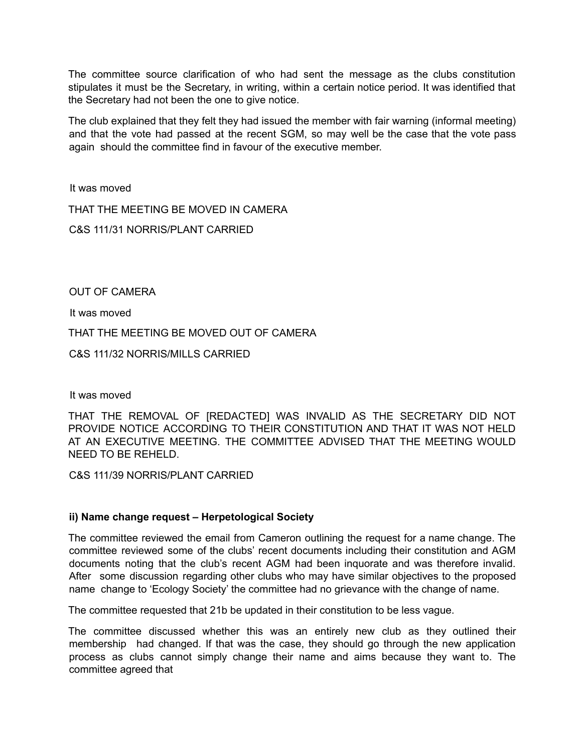The committee source clarification of who had sent the message as the clubs constitution stipulates it must be the Secretary, in writing, within a certain notice period. It was identified that the Secretary had not been the one to give notice.

The club explained that they felt they had issued the member with fair warning (informal meeting) and that the vote had passed at the recent SGM, so may well be the case that the vote pass again should the committee find in favour of the executive member.

It was moved

THAT THE MEETING BE MOVED IN CAMERA

C&S 111/31 NORRIS/PLANT CARRIED

OUT OF CAMERA

It was moved

THAT THE MEETING BE MOVED OUT OF CAMERA

C&S 111/32 NORRIS/MILLS CARRIED

It was moved

THAT THE REMOVAL OF [REDACTED] WAS INVALID AS THE SECRETARY DID NOT PROVIDE NOTICE ACCORDING TO THEIR CONSTITUTION AND THAT IT WAS NOT HELD AT AN EXECUTIVE MEETING. THE COMMITTEE ADVISED THAT THE MEETING WOULD NEED TO BE REHELD.

C&S 111/39 NORRIS/PLANT CARRIED

**ii) Name change request – Herpetological Society**

The committee reviewed the email from Cameron outlining the request for a name change. The committee reviewed some of the clubs' recent documents including their constitution and AGM documents noting that the club's recent AGM had been inquorate and was therefore invalid. After some discussion regarding other clubs who may have similar objectives to the proposed name change to 'Ecology Society' the committee had no grievance with the change of name.

The committee requested that 21b be updated in their constitution to be less vague.

The committee discussed whether this was an entirely new club as they outlined their membership had changed. If that was the case, they should go through the new application process as clubs cannot simply change their name and aims because they want to. The committee agreed that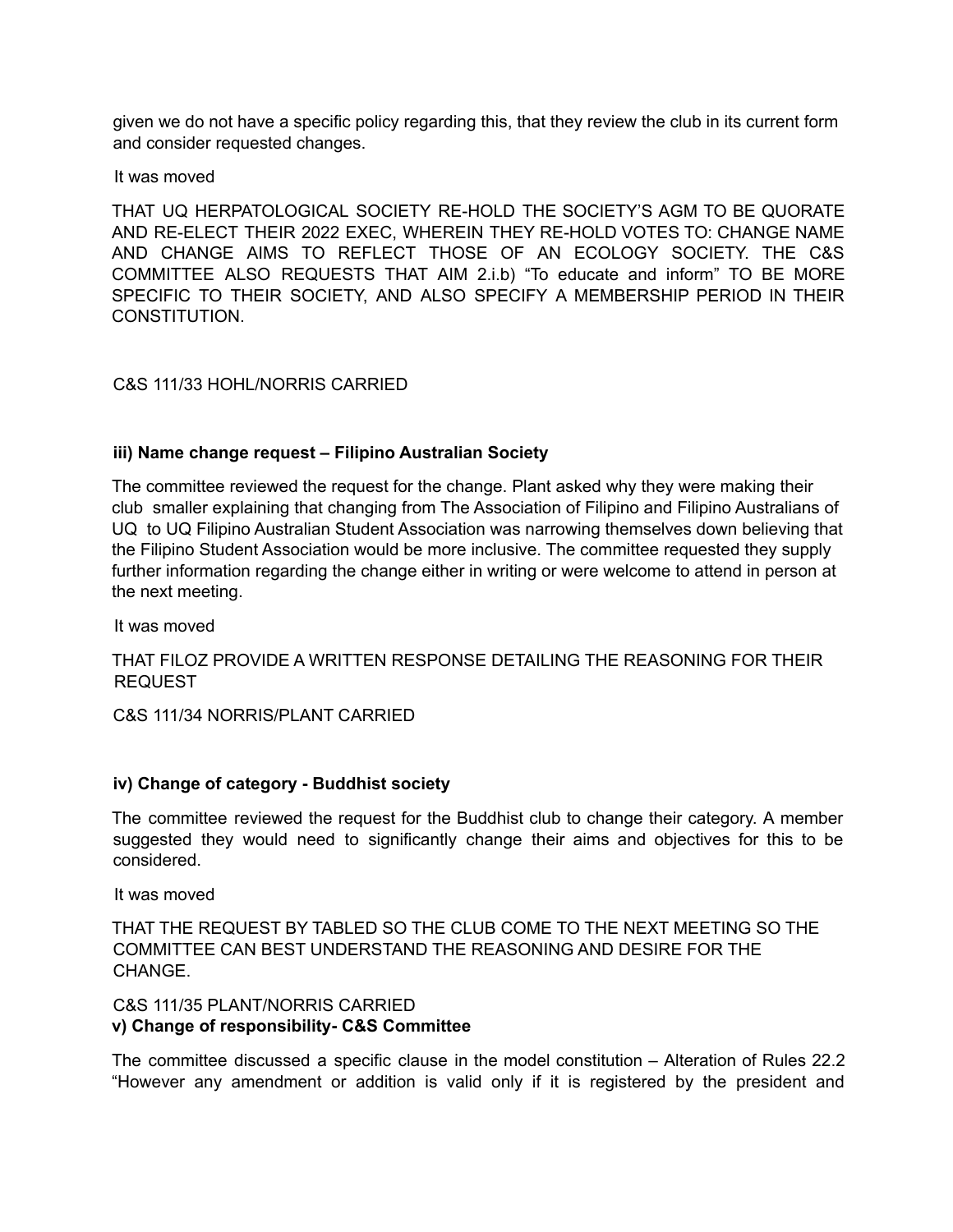given we do not have a specific policy regarding this, that they review the club in its current form and consider requested changes.

It was moved

THAT UQ HERPATOLOGICAL SOCIETY RE-HOLD THE SOCIETY'S AGM TO BE QUORATE AND RE-ELECT THEIR 2022 EXEC, WHEREIN THEY RE-HOLD VOTES TO: CHANGE NAME AND CHANGE AIMS TO REFLECT THOSE OF AN ECOLOGY SOCIETY. THE C&S COMMITTEE ALSO REQUESTS THAT AIM 2.i.b) "To educate and inform" TO BE MORE SPECIFIC TO THEIR SOCIETY, AND ALSO SPECIFY A MEMBERSHIP PERIOD IN THEIR CONSTITUTION.

C&S 111/33 HOHL/NORRIS CARRIED

**iii) Name change request – Filipino Australian Society**

The committee reviewed the request for the change. Plant asked why they were making their club smaller explaining that changing from The Association of Filipino and Filipino Australians of UQ to UQ Filipino Australian Student Association was narrowing themselves down believing that the Filipino Student Association would be more inclusive. The committee requested they supply further information regarding the change either in writing or were welcome to attend in person at the next meeting.

It was moved

THAT FILOZ PROVIDE A WRITTEN RESPONSE DETAILING THE REASONING FOR THEIR REQUEST

C&S 111/34 NORRIS/PLANT CARRIED

**iv) Change of category - Buddhist society**

The committee reviewed the request for the Buddhist club to change their category. A member suggested they would need to significantly change their aims and objectives for this to be considered.

It was moved

THAT THE REQUEST BY TABLED SO THE CLUB COME TO THE NEXT MEETING SO THE COMMITTEE CAN BEST UNDERSTAND THE REASONING AND DESIRE FOR THE CHANGE.

C&S 111/35 PLANT/NORRIS CARRIED

**v) Change of responsibility- C&S Committee**

The committee discussed a specific clause in the model constitution – Alteration of Rules 22.2 "However any amendment or addition is valid only if it is registered by the president and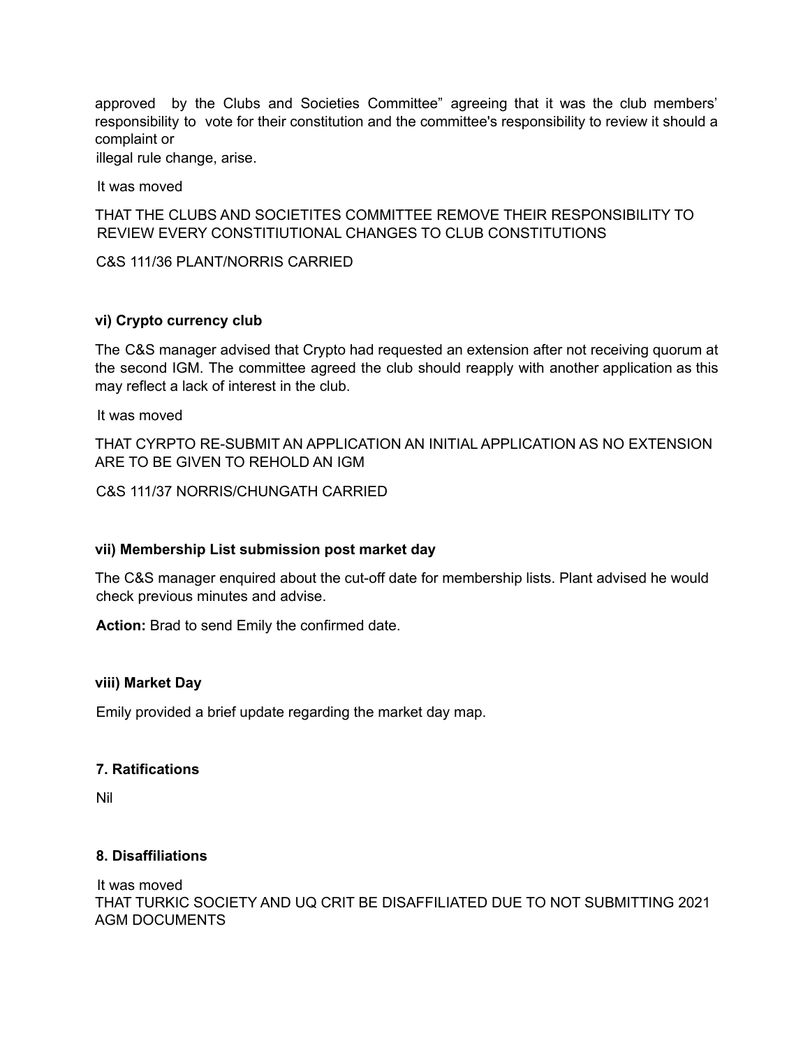approved by the Clubs and Societies Committee" agreeing that it was the club members' responsibility to vote for their constitution and the committee's responsibility to review it should a complaint or illegal rule change, arise.

It was moved

THAT THE CLUBS AND SOCIETITES COMMITTEE REMOVE THEIR RESPONSIBILITY TO REVIEW EVERY CONSTITIUTIONAL CHANGES TO CLUB CONSTITUTIONS

C&S 111/36 PLANT/NORRIS CARRIED

**vi) Crypto currency club**

The C&S manager advised that Crypto had requested an extension after not receiving quorum at the second IGM. The committee agreed the club should reapply with another application as this may reflect a lack of interest in the club.

It was moved

THAT CYRPTO RE-SUBMIT AN APPLICATION AN INITIAL APPLICATION AS NO EXTENSION ARE TO BE GIVEN TO REHOLD AN IGM

C&S 111/37 NORRIS/CHUNGATH CARRIED

**vii) Membership List submission post market day**

The C&S manager enquired about the cut-off date for membership lists. Plant advised he would check previous minutes and advise.

**Action:** Brad to send Emily the confirmed date.

**viii) Market Day**

Emily provided a brief update regarding the market day map.

**7. Ratifications**

Nil

**8. Disaffiliations**

It was moved

THAT TURKIC SOCIETY AND UQ CRIT BE DISAFFILIATED DUE TO NOT SUBMITTING 2021 AGM DOCUMENTS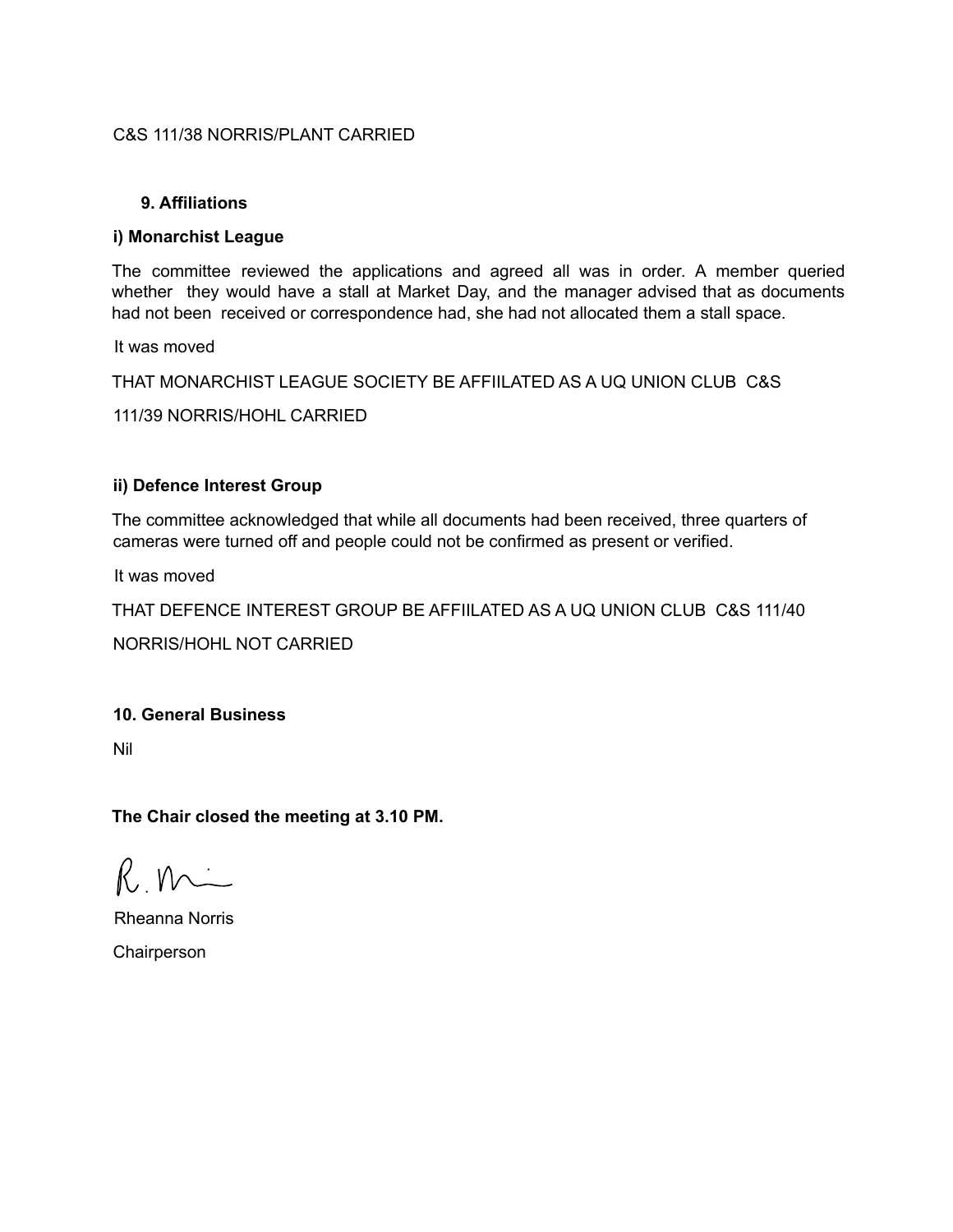C&S 111/38 NORRIS/PLANT CARRIED

### 9. Affiliations

**i) Monarchist League**

The committee reviewed the applications and agreed all was in order. A member queried whether they would have a stall at Market Day, and the manager advised that as documents had not been received or correspondence had, she had not allocated them a stall space.

It was moved

THAT MONARCHIST LEAGUE SOCIETY BE AFFIILATED AS A UQ UNION CLUB C&S 111/39 NORRIS/HOHL CARRIED

**ii) Defence Interest Group**

The committee acknowledged that while all documents had been received, three quarters of cameras were turned off and people could not be confirmed as present or verified.

It was moved

THAT DEFENCE INTEREST GROUP BE AFFIILATED AS A UQ UNION CLUB C&S 111/40 NORRIS/HOHL NOT CARRIED

### 10. General Business

Nil

**The Chair closed the meeting at 3.10 PM.**

R. M

Rheanna Norris

Chairperson